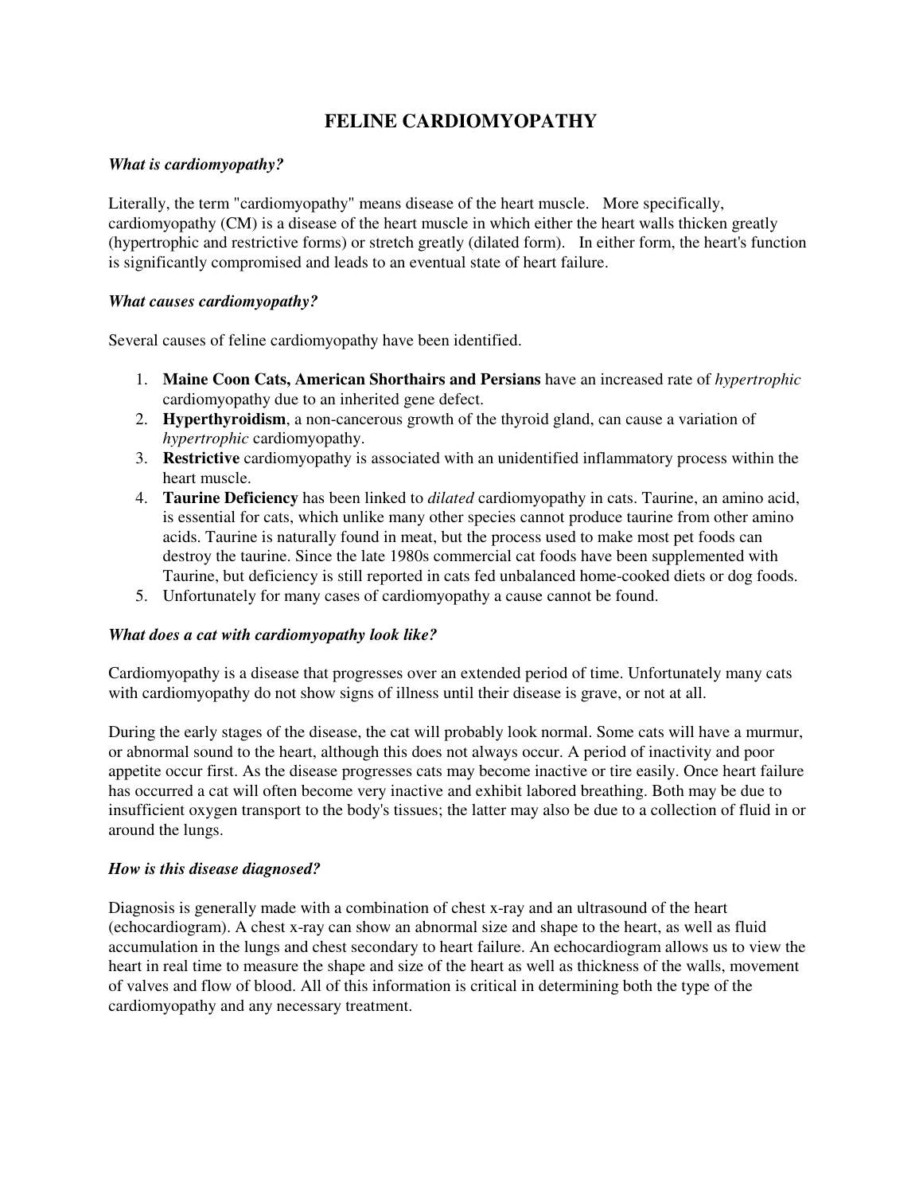# FELINE CARDIOMYOPATHY

### *What is cardiomyopathy?*

Literally, the term "cardiomyopathy" means disease of the heart muscle. More specifically, cardiomyopathy (CM) is a disease of the heart muscle in which either the heart walls thicken greatly (hypertrophic and restrictive forms) or stretch greatly (dilated form). In either form, the heart's function is significantly compromised and leads to an eventual state of heart failure.

### *What causes cardiomyopathy?*

Several causes of feline cardiomyopathy have been identified.

1. **Maine Coon Cats, American Shorthairs and Persians** have an increased rate of *hypertrophic* cardiomyopathy due to an inherited gene defect.
2. **Hyperthyroidism**, a non-cancerous growth of the thyroid gland, can cause a variation of *hypertrophic* cardiomyopathy.
3. **Restrictive** cardiomyopathy is associated with an unidentified inflammatory process within the heart muscle.
4. **Taurine Deficiency** has been linked to *dilated* cardiomyopathy in cats. Taurine, an amino acid, is essential for cats, which unlike many other species cannot produce taurine from other amino acids. Taurine is naturally found in meat, but the process used to make most pet foods can destroy the taurine. Since the late 1980s commercial cat foods have been supplemented with Taurine, but deficiency is still reported in cats fed unbalanced home-cooked diets or dog foods.
5. Unfortunately for many cases of cardiomyopathy a cause cannot be found.

### *What does a cat with cardiomyopathy look like?*

Cardiomyopathy is a disease that progresses over an extended period of time. Unfortunately many cats with cardiomyopathy do not show signs of illness until their disease is grave, or not at all.

During the early stages of the disease, the cat will probably look normal. Some cats will have a murmur, or abnormal sound to the heart, although this does not always occur. A period of inactivity and poor appetite occur first. As the disease progresses cats may become inactive or tire easily. Once heart failure has occurred a cat will often become very inactive and exhibit labored breathing. Both may be due to insufficient oxygen transport to the body's tissues; the latter may also be due to a collection of fluid in or around the lungs.

### *How is this disease diagnosed?*

Diagnosis is generally made with a combination of chest x-ray and an ultrasound of the heart (echocardiogram). A chest x-ray can show an abnormal size and shape to the heart, as well as fluid accumulation in the lungs and chest secondary to heart failure. An echocardiogram allows us to view the heart in real time to measure the shape and size of the heart as well as thickness of the walls, movement of valves and flow of blood. All of this information is critical in determining both the type of the cardiomyopathy and any necessary treatment.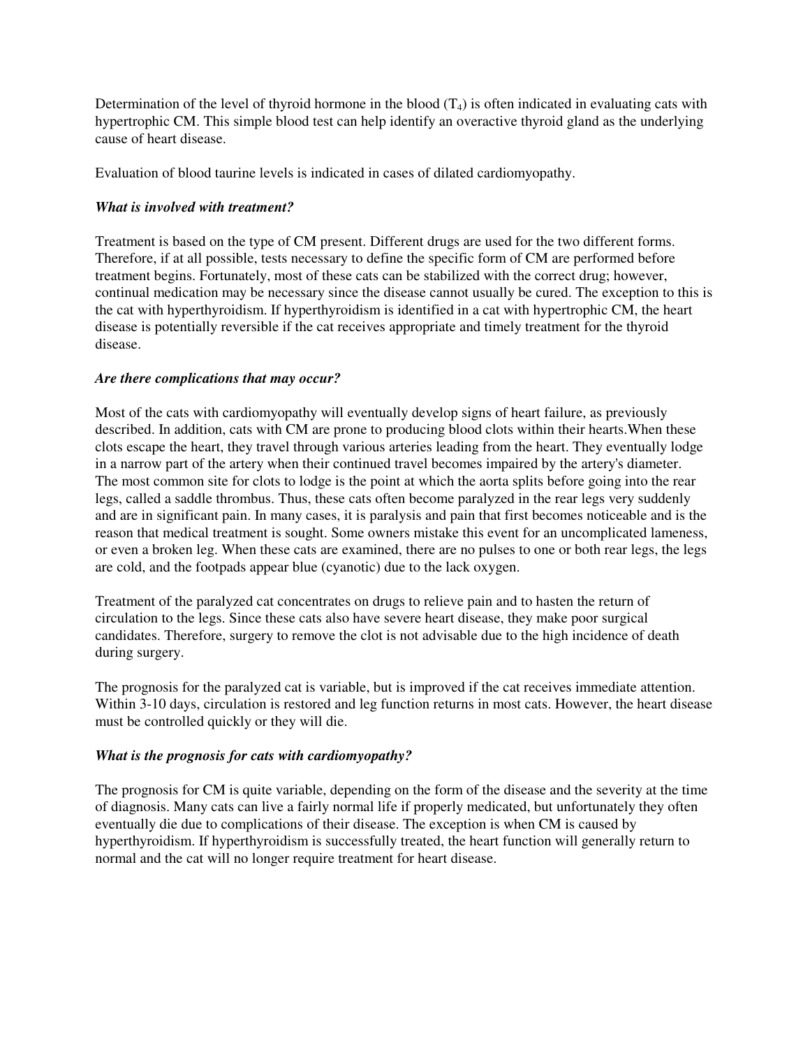Determination of the level of thyroid hormone in the blood ($T_4$) is often indicated in evaluating cats with hypertrophic CM. This simple blood test can help identify an overactive thyroid gland as the underlying cause of heart disease.

Evaluation of blood taurine levels is indicated in cases of dilated cardiomyopathy.

***What is involved with treatment?***

Treatment is based on the type of CM present. Different drugs are used for the two different forms. Therefore, if at all possible, tests necessary to define the specific form of CM are performed before treatment begins. Fortunately, most of these cats can be stabilized with the correct drug; however, continual medication may be necessary since the disease cannot usually be cured. The exception to this is the cat with hyperthyroidism. If hyperthyroidism is identified in a cat with hypertrophic CM, the heart disease is potentially reversible if the cat receives appropriate and timely treatment for the thyroid disease.

***Are there complications that may occur?***

Most of the cats with cardiomyopathy will eventually develop signs of heart failure, as previously described. In addition, cats with CM are prone to producing blood clots within their hearts.When these clots escape the heart, they travel through various arteries leading from the heart. They eventually lodge in a narrow part of the artery when their continued travel becomes impaired by the artery's diameter. The most common site for clots to lodge is the point at which the aorta splits before going into the rear legs, called a saddle thrombus. Thus, these cats often become paralyzed in the rear legs very suddenly and are in significant pain. In many cases, it is paralysis and pain that first becomes noticeable and is the reason that medical treatment is sought. Some owners mistake this event for an uncomplicated lameness, or even a broken leg. When these cats are examined, there are no pulses to one or both rear legs, the legs are cold, and the footpads appear blue (cyanotic) due to the lack oxygen.

Treatment of the paralyzed cat concentrates on drugs to relieve pain and to hasten the return of circulation to the legs. Since these cats also have severe heart disease, they make poor surgical candidates. Therefore, surgery to remove the clot is not advisable due to the high incidence of death during surgery.

The prognosis for the paralyzed cat is variable, but is improved if the cat receives immediate attention. Within 3-10 days, circulation is restored and leg function returns in most cats. However, the heart disease must be controlled quickly or they will die.

***What is the prognosis for cats with cardiomyopathy?***

The prognosis for CM is quite variable, depending on the form of the disease and the severity at the time of diagnosis. Many cats can live a fairly normal life if properly medicated, but unfortunately they often eventually die due to complications of their disease. The exception is when CM is caused by hyperthyroidism. If hyperthyroidism is successfully treated, the heart function will generally return to normal and the cat will no longer require treatment for heart disease.